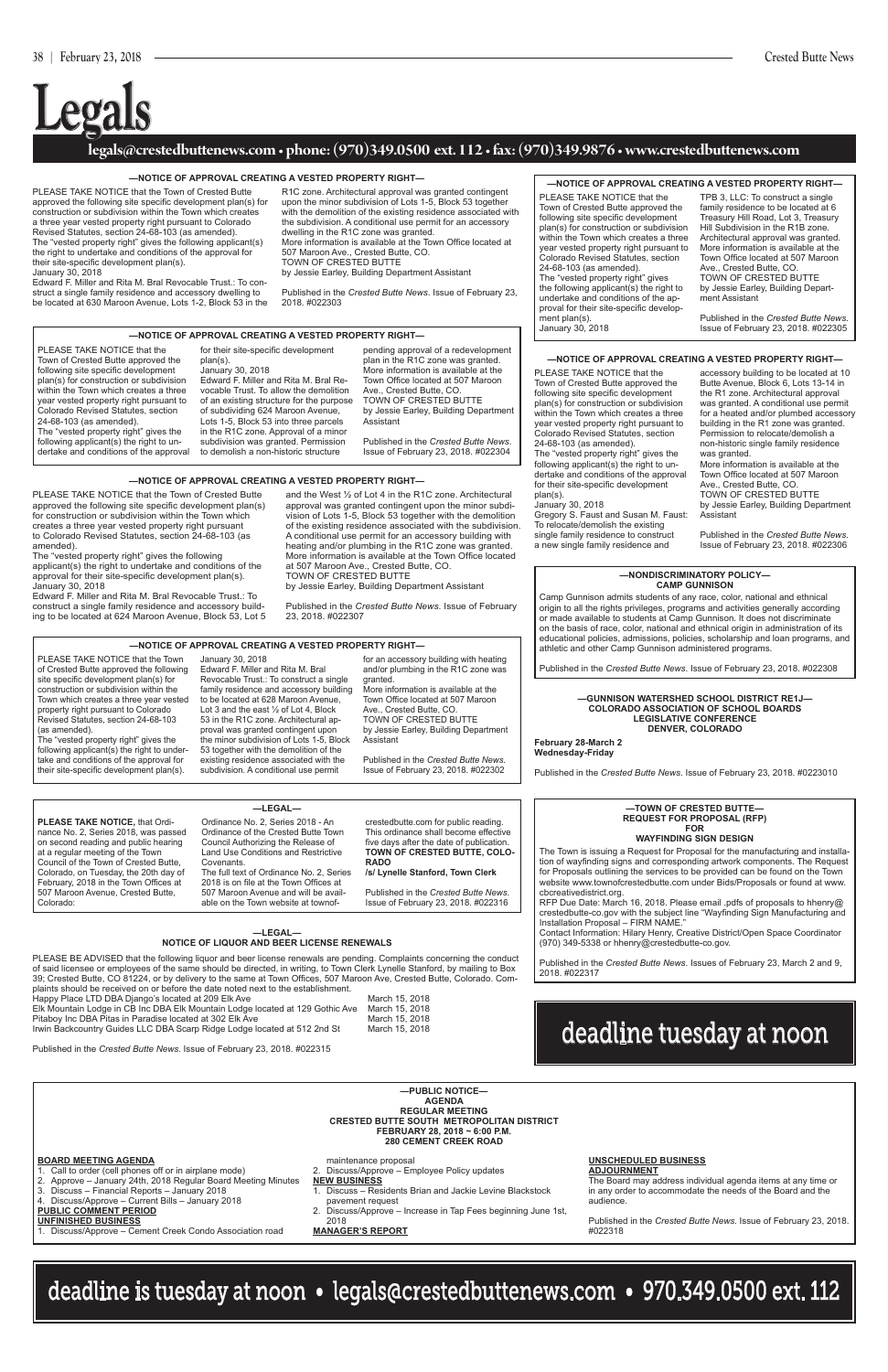# Legals

**legals@crestedbuttenews.com • phone: (970)349.0500 ext. 112 • fax: (970)349.9876 • www.crestedbuttenews.com**

## —NOTICE OF APPROVAL CREATING A VESTED PROPERTY RIGHT—

PLEASE TAKE NOTICE that the Town of Crested Butte approved the following site specific development plan(s) for construction or subdivision within the Town which creates a three year vested property right pursuant to Colorado Revised Statutes, section 24-68-103 (as amended).

The "vested property right" gives the following applicant(s) the right to undertake and conditions of the approval for their site-specific development plan(s).

January 30, 2018

Edward F. Miller and Rita M. Bral Revocable Trust.: To construct a single family residence and accessory dwelling to be located at 630 Maroon Avenue, Lots 1-2, Block 53 in the R1C zone. Architectural approval was granted contingent upon the minor subdivision of Lots 1-5, Block 53 together with the demolition of the existing residence associated with the subdivision. A conditional use permit for an accessory dwelling in the R1C zone was granted.

More information is available at the Town Office located at 507 Maroon Ave., Crested Butte, CO.

TOWN OF CRESTED BUTTE

by Jessie Earley, Building Department Assistant

Published in the *Crested Butte News*. Issue of February 23, 2018. #022303

## —NOTICE OF APPROVAL CREATING A VESTED PROPERTY RIGHT—

PLEASE TAKE NOTICE that the Town of Crested Butte approved the following site specific development plan(s) for construction or subdivision within the Town which creates a three year vested property right pursuant to Colorado Revised Statutes, section 24-68-103 (as amended).

The "vested property right" gives the following applicant(s) the right to undertake and conditions of the approval for their site-specific development plan(s).

January 30, 2018

TPB 3, LLC: To construct a single family residence to be located at 6 Treasury Hill Road, Lot 3, Treasury Hill Subdivision in the R1B zone. Architectural approval was granted.

More information is available at the Town Office located at 507 Maroon Ave., Crested Butte, CO.

TOWN OF CRESTED BUTTE

by Jessie Earley, Building Department Assistant

Published in the *Crested Butte News*. Issue of February 23, 2018. #022305

## —NOTICE OF APPROVAL CREATING A VESTED PROPERTY RIGHT—

PLEASE TAKE NOTICE that the Town of Crested Butte approved the following site specific development plan(s) for construction or subdivision within the Town which creates a three year vested property right pursuant to Colorado Revised Statutes, section 24-68-103 (as amended).

The "vested property right" gives the following applicant(s) the right to undertake and conditions of the approval for their site-specific development plan(s).

January 30, 2018

Edward F. Miller and Rita M. Bral Revocable Trust.: To allow the demolition of an existing structure for the purpose of subdividing 624 Maroon Avenue, Lots 1-5, Block 53 into three parcels in the R1C zone. Approval of a minor subdivision was granted. Permission to demolish a non-historic structure pending approval of a redevelopment plan in the R1C zone was granted.

More information is available at the Town Office located at 507 Maroon Ave., Crested Butte, CO.

TOWN OF CRESTED BUTTE

by Jessie Earley, Building Department Assistant

Published in the *Crested Butte News*. Issue of February 23, 2018. #022304

## —NOTICE OF APPROVAL CREATING A VESTED PROPERTY RIGHT—

PLEASE TAKE NOTICE that the Town of Crested Butte approved the following site specific development plan(s) for construction or subdivision within the Town which creates a three year vested property right pursuant to Colorado Revised Statutes, section 24-68-103 (as amended).

The "vested property right" gives the following applicant(s) the right to undertake and conditions of the approval for their site-specific development plan(s).

January 30, 2018

Gregory S. Faust and Susan M. Faust: To relocate/demolish the existing single family residence to construct a new single family residence and accessory building to be located at 10 Butte Avenue, Block 6, Lots 13-14 in the R1 zone. Architectural approval was granted. A conditional use permit for a heated and/or plumbed accessory building in the R1 zone was granted. Permission to relocate/demolish a non-historic single family residence was granted.

More information is available at the Town Office located at 507 Maroon Ave., Crested Butte, CO.

TOWN OF CRESTED BUTTE

by Jessie Earley, Building Department Assistant

Published in the *Crested Butte News*. Issue of February 23, 2018. #022306

## —NOTICE OF APPROVAL CREATING A VESTED PROPERTY RIGHT—

PLEASE TAKE NOTICE that the Town of Crested Butte approved the following site specific development plan(s) for construction or subdivision within the Town which creates a three year vested property right pursuant to Colorado Revised Statutes, section 24-68-103 (as amended).

The "vested property right" gives the following applicant(s) the right to undertake and conditions of the approval for their site-specific development plan(s).

January 30, 2018

Edward F. Miller and Rita M. Bral Revocable Trust.: To construct a single family residence and accessory building to be located at 624 Maroon Avenue, Block 53, Lot 5 and the West ½ of Lot 4 in the R1C zone. Architectural approval was granted contingent upon the minor subdivision of Lots 1-5, Block 53 together with the demolition of the existing residence associated with the subdivision. A conditional use permit for an accessory building with heating and/or plumbing in the R1C zone was granted.

More information is available at the Town Office located at 507 Maroon Ave., Crested Butte, CO.

TOWN OF CRESTED BUTTE

by Jessie Earley, Building Department Assistant

Published in the *Crested Butte News*. Issue of February 23, 2018. #022307

## —NONDISCRIMINATORY POLICY— CAMP GUNNISON

Camp Gunnison admits students of any race, color, national and ethnical origin to all the rights privileges, programs and activities generally according or made available to students at Camp Gunnison. It does not discriminate on the basis of race, color, national and ethnical origin in administration of its educational policies, admissions, policies, scholarship and loan programs, and athletic and other Camp Gunnison administered programs.

Published in the *Crested Butte News*. Issue of February 23, 2018. #022308

## —NOTICE OF APPROVAL CREATING A VESTED PROPERTY RIGHT—

PLEASE TAKE NOTICE that the Town of Crested Butte approved the following site specific development plan(s) for construction or subdivision within the Town which creates a three year vested property right pursuant to Colorado Revised Statutes, section 24-68-103 (as amended).

The "vested property right" gives the following applicant(s) the right to undertake and conditions of the approval for their site-specific development plan(s).

January 30, 2018

Edward F. Miller and Rita M. Bral Revocable Trust.: To construct a single family residence and accessory building to be located at 628 Maroon Avenue, Lot 3 and the east ½ of Lot 4, Block 53 in the R1C zone. Architectural approval was granted contingent upon the minor subdivision of Lots 1-5, Block 53 together with the demolition of the existing residence associated with the subdivision. A conditional use permit for an accessory building with heating and/or plumbing in the R1C zone was granted.

More information is available at the Town Office located at 507 Maroon Ave., Crested Butte, CO.

TOWN OF CRESTED BUTTE

by Jessie Earley, Building Department Assistant

Published in the *Crested Butte News*. Issue of February 23, 2018. #022302

## —GUNNISON WATERSHED SCHOOL DISTRICT RE1J— COLORADO ASSOCIATION OF SCHOOL BOARDS LEGISLATIVE CONFERENCE DENVER, COLORADO

**February 28-March 2**
**Wednesday-Friday**

Published in the *Crested Butte News*. Issue of February 23, 2018. #0223010

## —LEGAL—

**PLEASE TAKE NOTICE,** that Ordinance No. 2, Series 2018, was passed on second reading and public hearing at a regular meeting of the Town Council of the Town of Crested Butte, Colorado, on Tuesday, the 20th day of February, 2018 in the Town Offices at 507 Maroon Avenue, Crested Butte, Colorado:

Ordinance No. 2, Series 2018 - An Ordinance of the Crested Butte Town Council Authorizing the Release of Land Use Conditions and Restrictive Covenants.

The full text of Ordinance No. 2, Series 2018 is on file at the Town Offices at 507 Maroon Avenue and will be available on the Town website at townofcrestedbutte.com for public reading. This ordinance shall become effective five days after the date of publication.

**TOWN OF CRESTED BUTTE, COLORADO**

**/s/ Lynelle Stanford, Town Clerk**

Published in the *Crested Butte News*. Issue of February 23, 2018. #022316

## —TOWN OF CRESTED BUTTE— REQUEST FOR PROPOSAL (RFP) FOR WAYFINDING SIGN DESIGN

The Town is issuing a Request for Proposal for the manufacturing and installation of wayfinding signs and corresponding artwork components. The Request for Proposals outlining the services to be provided can be found on the Town website www.townofcrestedbutte.com under Bids/Proposals or found at www.cbcreativedistrict.org.

RFP Due Date: March 16, 2018. Please email .pdfs of proposals to hhenry@crestedbutte-co.gov with the subject line "Wayfinding Sign Manufacturing and Installation Proposal – FIRM NAME."

Contact Information: Hilary Henry, Creative District/Open Space Coordinator (970) 349-5338 or hhenry@crestedbutte-co.gov.

Published in the *Crested Butte News*. Issues of February 23, March 2 and 9, 2018. #022317

## —LEGAL— NOTICE OF LIQUOR AND BEER LICENSE RENEWALS

PLEASE BE ADVISED that the following liquor and beer license renewals are pending. Complaints concerning the conduct of said licensee or employees of the same should be directed, in writing, to Town Clerk Lynelle Stanford, by mailing to Box 39; Crested Butte, CO 81224, or by delivery to the same at Town Offices, 507 Maroon Ave, Crested Butte, Colorado. Complaints should be received on or before the date noted next to the establishment.

| | |
|---|---|
| Happy Place LTD DBA Django's located at 209 Elk Ave | March 15, 2018 |
| Elk Mountain Lodge in CB Inc DBA Elk Mountain Lodge located at 129 Gothic Ave | March 15, 2018 |
| Pitaboy Inc DBA Pitas in Paradise located at 302 Elk Ave | March 15, 2018 |
| Irwin Backcountry Guides LLC DBA Scarp Ridge Lodge located at 512 2nd St | March 15, 2018 |

Published in the *Crested Butte News*. Issue of February 23, 2018. #022315

deadline tuesday at noon

## —PUBLIC NOTICE— AGENDA REGULAR MEETING CRESTED BUTTE SOUTH METROPOLITAN DISTRICT FEBRUARY 28, 2018 ~ 6:00 P.M. 280 CEMENT CREEK ROAD

**BOARD MEETING AGENDA**

1. Call to order (cell phones off or in airplane mode)
2. Approve – January 24th, 2018 Regular Board Meeting Minutes
3. Discuss – Financial Reports – January 2018
4. Discuss/Approve – Current Bills – January 2018

**PUBLIC COMMENT PERIOD**

**UNFINISHED BUSINESS**

1. Discuss/Approve – Cement Creek Condo Association road maintenance proposal
2. Discuss/Approve – Employee Policy updates

**NEW BUSINESS**

1. Discuss – Residents Brian and Jackie Levine Blackstock pavement request
2. Discuss/Approve – Increase in Tap Fees beginning June 1st, 2018

**MANAGER'S REPORT**

**UNSCHEDULED BUSINESS**

**ADJOURNMENT**

The Board may address individual agenda items at any time or in any order to accommodate the needs of the Board and the audience.

Published in the *Crested Butte News*. Issue of February 23, 2018. #022318

deadline is tuesday at noon • legals@crestedbuttenews.com • 970.349.0500 ext. 112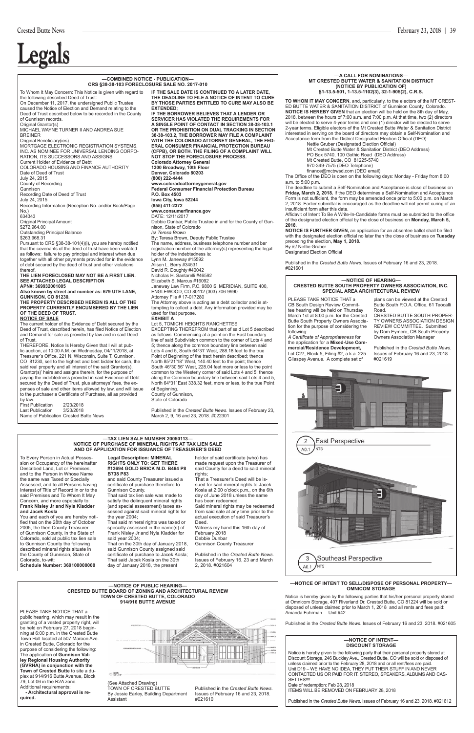# Legals

## —COMBINED NOTICE - PUBLICATION— CRS §38-38-103 FORECLOSURE SALE NO. 2017-010

To Whom It May Concern: This Notice is given with regard to the following described Deed of Trust:

On December 11, 2017, the undersigned Public Trustee caused the Notice of Election and Demand relating to the Deed of Trust described below to be recorded in the County of Gunnison records.

Original Grantor(s)
MICHAEL WAYNE TURNER II AND ANDREA SUE BREINER

Original Beneficiary(ies)
MORTGAGE ELECTRONIC REGISTRATION SYSTEMS, INC. AS NOMINEE FOR UNIVERSAL LENDING CORPORATION, ITS SUCCESSORS AND ASSIGNS

Current Holder of Evidence of Debt
COLORADO HOUSING AND FINANCE AUTHORITY

Date of Deed of Trust
July 24, 2015

County of Recording
Gunnison

Recording Date of Deed of Trust
July 24, 2015

Recording Information (Reception No. and/or Book/Page No.)
634343

Original Principal Amount
$272,964.00

Outstanding Principal Balance
$263,968.31

Pursuant to CRS §38-38-101(4)(i), you are hereby notified that the covenants of the deed of trust have been violated as follows: failure to pay principal and interest when due together with all other payments provided for in the evidence of debt secured by the deed of trust and other violations thereof.

**THE LIEN FORECLOSED MAY NOT BE A FIRST LIEN.**
**SEE ATTACHED LEGAL DESCRIPTION**
**APN#: 369932001005**
**Also known by street and number as: 679 UTE LANE, GUNNISON, CO 81230.**
**THE PROPERTY DESCRIBED HEREIN IS ALL OF THE PROPERTY CURRENTLY ENCUMBERED BY THE LIEN OF THE DEED OF TRUST.**

**NOTICE OF SALE**

The current holder of the Evidence of Debt secured by the Deed of Trust, described herein, has filed Notice of Election and Demand for sale as provided by law and in said Deed of Trust.

THEREFORE, Notice Is Hereby Given that I will at public auction, at 10:00 A.M. on Wednesday, 04/11/2018, at Treasurer's Office, 221 N. Wisconsin, Suite T, Gunnison, CO 81230, sell to the highest and best bidder for cash, the said real property and all interest of the said Grantor(s), Grantor(s)' heirs and assigns therein, for the purpose of paying the indebtedness provided in said Evidence of Debt secured by the Deed of Trust, plus attorneys' fees, the expenses of sale and other items allowed by law, and will issue to the purchaser a Certificate of Purchase, all as provided by law.

First Publication 2/23/2018
Last Publication 3/23/2018
Name of Publication Crested Butte News

**IF THE SALE DATE IS CONTINUED TO A LATER DATE, THE DEADLINE TO FILE A NOTICE OF INTENT TO CURE BY THOSE PARTIES ENTITLED TO CURE MAY ALSO BE EXTENDED;**

**IF THE BORROWER BELIEVES THAT A LENDER OR SERVICER HAS VIOLATED THE REQUIREMENTS FOR A SINGLE POINT OF CONTACT IN SECTION 38-38-103.1 OR THE PROHIBITION ON DUAL TRACKING IN SECTION 38-38-103.2, THE BORROWER MAY FILE A COMPLAINT WITH THE COLORADO ATTORNEY GENERAL, THE FEDERAL CONSUMER FINANCIAL PROTECTION BUREAU (CFPB), OR BOTH. THE FILING OF A COMPLAINT WILL NOT STOP THE FORECLOSURE PROCESS.**

**Colorado Attorney General**
**1300 Broadway, 10th Floor**
**Denver, Colorado 80203**
**(800) 222-4444**
**www.coloradoattorneygeneral.gov**
**Federal Consumer Financial Protection Bureau**
**P.O. Box 4503**
**Iowa City, Iowa 52244**
**(855) 411-2372**
**www.consumerfinance.gov**

DATE: 12/11/2017
Debbie Dunbar, Public Trustee in and for the County of Gunnison, State of Colorado
/s/ *Teresa Brown*
By: Teresa Brown, Deputy Public Trustee

The name, address, business telephone number and bar registration number of the attorney(s) representing the legal holder of the indebtedness is:
Lynn M. Janeway #15592
Alison L. Berry #34531
David R. Doughty #40042
Nicholas H. Santarelli #46592
Elizabeth S. Marcus #16092
Janeway Law Firm, P.C. 9800 S. MERIDIAN, SUITE 400, ENGLEWOOD, CO 80112 (303) 706-9990
Attorney File # 17-017280

The Attorney above is acting as a debt collector and is attempting to collect a debt. Any information provided may be used for that purpose.

**EXHIBIT A**

Lot 5, TOMICHI HEIGHTS RANCHETTES
EXCEPTING THEREFROM that part of said Lot 5 described as follows: Commencing at a point on the East boundary line of said Subdivision common to the corner of Lots 4 and 5; thence along the common boundary line between said Lots 4 and 5, South 64º31' West, 288.18 feet to the true Point of Beginning of the tract herein described; thence North 85º21'18" West, 140.40 feet to the point; thence South 46º30'56" West, 228.04 feet more or less to the point common to the Westerly corner of said Lots 4 and 5; thence along the Common boundary line between said Lots 4 and 5, North 64º31' East 338.32 feet, more or less, to the true Point of Beginning.
County of Gunnison,
State of Colorado

Published in the *Crested Butte News*. Issues of February 23, March 2, 9, 16 and 23, 2018. #022301

## —A CALL FOR NOMINATIONS— MT CRESTED BUTTE WATER & SANITATION DISTRICT (NOTICE BY PUBLICATION OF) §1-13.5-501, 1-13.5-1102(3), 32-1-905(2), C.R.S.

**TO WHOM IT MAY CONCERN**, and, particularly, to the electors of the MT CRESTED BUTTE WATER & SANITATION DISTRICT of Gunnison County, Colorado.

**NOTICE IS HEREBY GIVEN** that an election will be held on the 8th day of May, 2018, between the hours of 7:00 a.m. and 7:00 p.m. At that time, two (2) directors will be elected to serve 4-year terms and one (1) director will be elected to serve 2-year terms. Eligible electors of the Mt Crested Butte Water & Sanitation District interested in serving on the board of directors may obtain a Self-Nomination and Acceptance form from the District Designated Election Official (DEO):

Nettie Gruber (Designated Election Official)
Mt Crested Butte Water & Sanitation District (DEO Address)
PO Box 5740, 100 Gothic Road (DEO Address)
Mt Crested Butte, CO 81225-5740
970-349-7575 (DEO Telephone)
finance@mcbwsd.com (DEO email)

The Office of the DEO is open on the following days: Monday - Friday from 8:00 a.m. to 5:00 p.m.

The deadline to submit a Self-Nomination and Acceptance is close of business on **Friday, March 2, 2018.** If the DEO determines a Self-Nomination and Acceptance Form is not sufficient, the form may be amended once prior to 5:00 p.m. on March 2, 2018. Earlier submittal is encouraged as the deadline will not permit curing of an insufficient form after this date.

Affidavit of Intent To Be A Write-In-Candidate forms must be submitted to the office of the designated election official by the close of business on **Monday, March 5, 2018**.

**NOTICE IS FURTHER GIVEN,** an application for an absentee ballot shall be filed with the designated election official no later than the close of business on **Tuesday** preceding the election, **May 1, 2018.**

By /s/ Nettie Gruber
Designated Election Official

Published in the *Crested Butte News*. Issues of February 16 and 23, 2018. #021601

## —NOTICE OF HEARING— CRESTED BUTTE SOUTH PROPERTY OWNERS ASSOCIATION, INC. SPECIAL AREA ARCHITECTURAL REVIEW

PLEASE TAKE NOTICE THAT a CB South Design Review Committee hearing will be held on Thursday March 1st at 8:00 p.m. for the Crested Butte South Property Owners Association for the purpose of considering the following:

*A Certificate of Appropriateness* for the application for a **Mixed-Use Commercial/Residence Development**, Lot C27, Block 5, Filing #2, a.k.a. 225 Gilaspey Avenue. A complete set of plans can be viewed at the Crested Butte South P.O.A. Office, 61 Teocalli Road.

CRESTED BUTTE SOUTH PROPERTY OWNERS ASSOCIATION DESIGN REVIEW COMMITTEE. Submitted by Dom Eymere, CB South Property Owners Association Manager

Published in the *Crested Butte News*. Issues of February 16 and 23, 2018. #021619

2 East Perspective
A0.1 NTS

3 Southeast Perspective
A0.1 NTS

## —TAX LIEN SALE NUMBER 20050113— NOTICE OF PURCHASE OF MINERAL RIGHTS AT TAX LIEN SALE AND OF APPLICATION FOR ISSUANCE OF TREASURER'S DEED

To Every Person in Actual Possession or Occupancy of the hereinafter Described Land, Lot or Premises, and to the Person in Whose Name the same was Taxed or Specially Assessed, and to all Persons having Interest of Title of Record in or to the said Premises and To Whom It May Concern, and more especially to: **Frank Nisley Jr and Nyla Kladder and Jacek Kosla**

You and each of you are hereby notified that on the 28th day of October 2005, the then County Treasurer of Gunnison County, in the State of Colorado, sold at public tax lien sale to Gunnison County the following described mineral rights situate in the County of Gunnison, State of Colorado, to-wit:

**Schedule Number: 369100000000**
**Legal Description: MINERAL RIGHTS ONLY TO: GET THERE #13694 GOLD BRICK M.D. B464 P8 B738 P83**

and said County Treasurer issued a certificate of purchase therefore to Gunnison County.

That said tax lien sale was made to satisfy the delinquent mineral rights (and special assessment) taxes assessed against said mineral rights for the year 2004;

That said mineral rights was taxed or specially assessed in the name(s) of Frank Nisley Jr and Nyla Kladder for said year 2004;

That on the 30th day of January 2018, said Gunnison County assigned said certificate of purchase to Jacek Kosla; That said Jacek Kosla on the 30th day of January 2018, the present holder of said certificate (who) has made request upon the Treasurer of said County for a deed to said mineral rights;

That a Treasurer's Deed will be issued for said mineral rights to Jacek Kosla at 2:00 o'clock p.m., on the 6th day of June 2018 unless the same has been redeemed;

Said mineral rights may be redeemed from said sale at any time prior to the actual execution of said Treasurer's Deed.

Witness my hand this 16th day of February 2018
Debbie Dunbar
Gunnison County Treasurer

Published in the *Crested Butte News*. Issues of February 16, 23 and March 2, 2018. #021604

## —NOTICE OF PUBLIC HEARING— CRESTED BUTTE BOARD OF ZONING AND ARCHITECTURAL REVIEW TOWN OF CRESTED BUTTE, COLORADO 914/916 BUTTE AVENUE

PLEASE TAKE NOTICE THAT a public hearing, which may result in the granting of a vested property right, will be held on February 27, 2018 beginning at 6:00 p.m. in the Crested Butte Town Hall located at 507 Maroon Ave. in Crested Butte, Colorado for the purpose of considering the following: The application of **Gunnison Valley Regional Housing Authority (GVRHA) in conjunction with the Town of Crested Butte** to site a duplex at 914/916 Butte Avenue, Block 79, Lot 06 in the R2A zone.

Additional requirements:

**- Architectural approval is required.**

(See Attached Drawing)
TOWN OF CRESTED BUTTE
By Jessie Earley, Building Department Assistant

Published in the *Crested Butte News*. Issues of February 16 and 23, 2018. #021610

## —NOTICE OF INTENT TO SELL/DISPOSE OF PERSONAL PROPERTY— OMNICOM STORAGE

Notice is hereby given by the following parties that his/her personal property stored at Omnicom Storage, 407 Riverland Dr, Crested Butte, CO 81224 will be sold or disposed of unless claimed prior to March 1, 2018 and all rents and fees paid: Amanda Fuhrman Unit #42

Published in the *Crested Butte News*. Issues of February 16 and 23, 2018. #021605

## —NOTICE OF INTENT— DISCOUNT STORAGE

Notice is hereby given to the following party that their personal property stored at Discount Storage, 246 Buckley Ave., Crested Butte, CO will be sold or disposed of unless claimed prior to the February 28, 2018 and or all rent/fees are paid.

Unit D19 – WE HAVE NO IDEA, THEY PUT THEIR STUFF IN AND NEVER CONTACTED US OR PAID FOR IT. STEREO, SPEAKERS, ALBUMS AND CASSETTES!!!!

Date of redemption: Feb 28, 2018
ITEMS WILL BE REMOVED ON FEBRUARY 28, 2018

Published in the *Crested Butte News*. Issues of February 16 and 23, 2018. #021612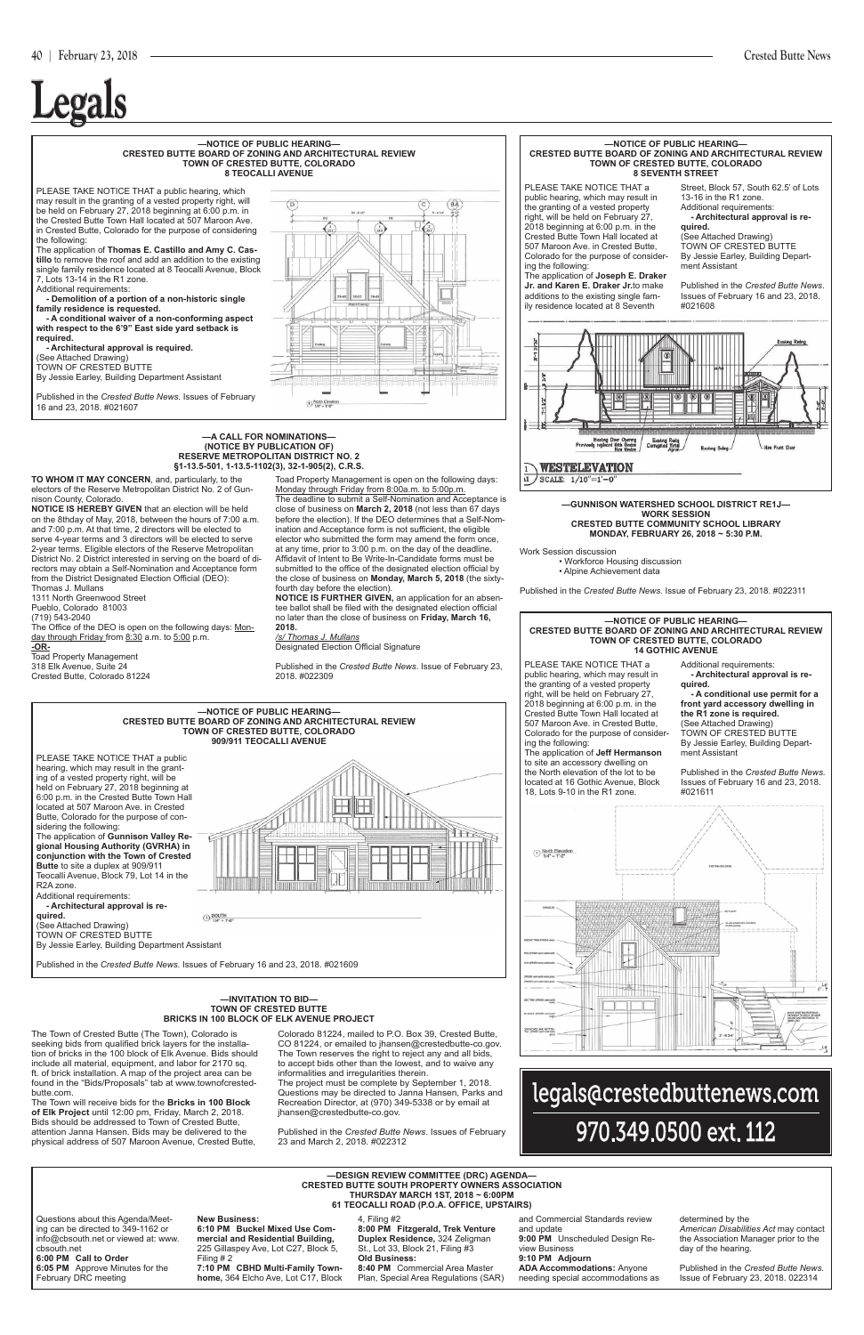# Legals

**—NOTICE OF PUBLIC HEARING—**
**CRESTED BUTTE BOARD OF ZONING AND ARCHITECTURAL REVIEW**
**TOWN OF CRESTED BUTTE, COLORADO**
**8 TEOCALLI AVENUE**

PLEASE TAKE NOTICE THAT a public hearing, which may result in the granting of a vested property right, will be held on February 27, 2018 beginning at 6:00 p.m. in the Crested Butte Town Hall located at 507 Maroon Ave. in Crested Butte, Colorado for the purpose of considering the following:

The application of **Thomas E. Castillo and Amy C. Castillo** to remove the roof and add an addition to the existing single family residence located at 8 Teocalli Avenue, Block 7, Lots 13-14 in the R1 zone.

Additional requirements:

**- Demolition of a portion of a non-historic single family residence is requested.**

**- A conditional waiver of a non-conforming aspect with respect to the 6'9" East side yard setback is required.**

**- Architectural approval is required.**

(See Attached Drawing)

TOWN OF CRESTED BUTTE

By Jessie Earley, Building Department Assistant

Published in the *Crested Butte News.* Issues of February 16 and 23, 2018. #021607

**—NOTICE OF PUBLIC HEARING—**
**CRESTED BUTTE BOARD OF ZONING AND ARCHITECTURAL REVIEW**
**TOWN OF CRESTED BUTTE, COLORADO**
**8 SEVENTH STREET**

PLEASE TAKE NOTICE THAT a public hearing, which may result in the granting of a vested property right, will be held on February 27, 2018 beginning at 6:00 p.m. in the Crested Butte Town Hall located at 507 Maroon Ave. in Crested Butte, Colorado for the purpose of considering the following:

The application of **Joseph E. Draker Jr. and Karen E. Draker Jr.** to make additions to the existing single family residence located at 8 Seventh Street, Block 57, South 62.5' of Lots 13-16 in the R1 zone.

Additional requirements:

**- Architectural approval is required.**

(See Attached Drawing)

TOWN OF CRESTED BUTTE

By Jessie Earley, Building Department Assistant

Published in the *Crested Butte News.* Issues of February 16 and 23, 2018. #021608

**—A CALL FOR NOMINATIONS—**
**(NOTICE BY PUBLICATION OF)**
**RESERVE METROPOLITAN DISTRICT NO. 2**
**§1-13.5-501, 1-13.5-1102(3), 32-1-905(2), C.R.S.**

**TO WHOM IT MAY CONCERN**, and, particularly, to the electors of the Reserve Metropolitan District No. 2 of Gunnison County, Colorado.

**NOTICE IS HEREBY GIVEN** that an election will be held on the 8thday of May, 2018, between the hours of 7:00 a.m. and 7:00 p.m. At that time, 2 directors will be elected to serve 4-year terms and 3 directors will be elected to serve 2-year terms. Eligible electors of the Reserve Metropolitan District No. 2 District interested in serving on the board of directors may obtain a Self-Nomination and Acceptance form from the District Designated Election Official (DEO):

Thomas J. Mullans
1311 North Greenwood Street
Pueblo, Colorado 81003
(719) 543-2040

The Office of the DEO is open on the following days: Monday through Friday from 8:30 a.m. to 5:00 p.m.

**-OR-**

Toad Property Management
318 Elk Avenue, Suite 24
Crested Butte, Colorado 81224

Toad Property Management is open on the following days: Monday through Friday from 8:00a.m. to 5:00p.m.

The deadline to submit a Self-Nomination and Acceptance is close of business on **March 2, 2018** (not less than 67 days before the election). If the DEO determines that a Self-Nomination and Acceptance form is not sufficient, the eligible elector who submitted the form may amend the form once, at any time, prior to 3:00 p.m. on the day of the deadline**.** Affidavit of Intent to Be Write-In-Candidate forms must be submitted to the office of the designated election official by the close of business on **Monday, March 5, 2018** (the sixty-fourth day before the election).

**NOTICE IS FURTHER GIVEN,** an application for an absentee ballot shall be filed with the designated election official no later than the close of business on **Friday, March 16, 2018.**

*/s/ Thomas J. Mullans*

Designated Election Official Signature

Published in the *Crested Butte News*. Issue of February 23, 2018. #022309

**—GUNNISON WATERSHED SCHOOL DISTRICT RE1J—**
**WORK SESSION**
**CRESTED BUTTE COMMUNITY SCHOOL LIBRARY**
**MONDAY, FEBRUARY 26, 2018 ~ 5:30 P.M.**

Work Session discussion

- Workforce Housing discussion
- Alpine Achievement data

Published in the *Crested Butte News.* Issue of February 23, 2018. #022311

**—NOTICE OF PUBLIC HEARING—**
**CRESTED BUTTE BOARD OF ZONING AND ARCHITECTURAL REVIEW**
**TOWN OF CRESTED BUTTE, COLORADO**
**14 GOTHIC AVENUE**

PLEASE TAKE NOTICE THAT a public hearing, which may result in the granting of a vested property right, will be held on February 27, 2018 beginning at 6:00 p.m. in the Crested Butte Town Hall located at 507 Maroon Ave. in Crested Butte, Colorado for the purpose of considering the following:

The application of **Jeff Hermanson** to site an accessory dwelling on the North elevation of the lot to be located at 16 Gothic Avenue, Block 18, Lots 9-10 in the R1 zone.

Additional requirements:

**- Architectural approval is required.**

**- A conditional use permit for a front yard accessory dwelling in the R1 zone is required.**

(See Attached Drawing)

TOWN OF CRESTED BUTTE

By Jessie Earley, Building Department Assistant

Published in the *Crested Butte News.* Issues of February 16 and 23, 2018. #021611

**—NOTICE OF PUBLIC HEARING—**
**CRESTED BUTTE BOARD OF ZONING AND ARCHITECTURAL REVIEW**
**TOWN OF CRESTED BUTTE, COLORADO**
**909/911 TEOCALLI AVENUE**

PLEASE TAKE NOTICE THAT a public hearing, which may result in the granting of a vested property right, will be held on February 27, 2018 beginning at 6:00 p.m. in the Crested Butte Town Hall located at 507 Maroon Ave. in Crested Butte, Colorado for the purpose of considering the following:

The application of **Gunnison Valley Regional Housing Authority (GVRHA) in conjunction with the Town of Crested Butte** to site a duplex at 909/911 Teocalli Avenue, Block 79, Lot 14 in the R2A zone.

Additional requirements:

**- Architectural approval is required.**

(See Attached Drawing)

TOWN OF CRESTED BUTTE

By Jessie Earley, Building Department Assistant

Published in the *Crested Butte News.* Issues of February 16 and 23, 2018. #021609

**—INVITATION TO BID—**
**TOWN OF CRESTED BUTTE**
**BRICKS IN 100 BLOCK OF ELK AVENUE PROJECT**

The Town of Crested Butte (The Town), Colorado is seeking bids from qualified brick layers for the installation of bricks in the 100 block of Elk Avenue. Bids should include all material, equipment, and labor for 2170 sq. ft. of brick installation. A map of the project area can be found in the "Bids/Proposals" tab at www.townofcrestedbutte.com.

The Town will receive bids for the **Bricks in 100 Block of Elk Project** until 12:00 pm, Friday, March 2, 2018. Bids should be addressed to Town of Crested Butte, attention Janna Hansen. Bids may be delivered to the physical address of 507 Maroon Avenue, Crested Butte, Colorado 81224, mailed to P.O. Box 39, Crested Butte, CO 81224, or emailed to jhansen@crestedbutte-co.gov. The Town reserves the right to reject any and all bids, to accept bids other than the lowest, and to waive any informalities and irregularities therein.

The project must be complete by September 1, 2018. Questions may be directed to Janna Hansen, Parks and Recreation Director, at (970) 349-5338 or by email at jhansen@crestedbutte-co.gov.

Published in the *Crested Butte News.* Issues of February 23 and March 2, 2018. #022312

legals@crestedbuttenews.com
970.349.0500 ext. 112

**—DESIGN REVIEW COMMITTEE (DRC) AGENDA—**
**CRESTED BUTTE SOUTH PROPERTY OWNERS ASSOCIATION**
**THURSDAY MARCH 1ST, 2018 ~ 6:00PM**
**61 TEOCALLI ROAD (P.O.A. OFFICE, UPSTAIRS)**

Questions about this Agenda/Meeting can be directed to 349-1162 or info@cbsouth.net or viewed at: www.cbsouth.net

**6:00 PM Call to Order**

**6:05 PM** Approve Minutes for the February DRC meeting

**New Business:**

**6:10 PM Buckel Mixed Use Commercial and Residential Building,** 225 Gillaspey Ave, Lot C27, Block 5, Filing # 2

**7:10 PM CBHD Multi-Family Townhome,** 364 Elcho Ave, Lot C17, Block 4, Filing #2

**8:00 PM Fitzgerald, Trek Venture Duplex Residence,** 324 Zeligman St., Lot 33, Block 21, Filing #3

**Old Business:**

**8:40 PM** Commercial Area Master Plan, Special Area Regulations (SAR) and Commercial Standards review and update

**9:00 PM** Unscheduled Design Review Business

**9:10 PM Adjourn**

**ADA Accommodations:** Anyone needing special accommodations as determined by the *American Disabilities Act* may contact the Association Manager prior to the day of the hearing.

Published in the *Crested Butte News.* Issue of February 23, 2018. 022314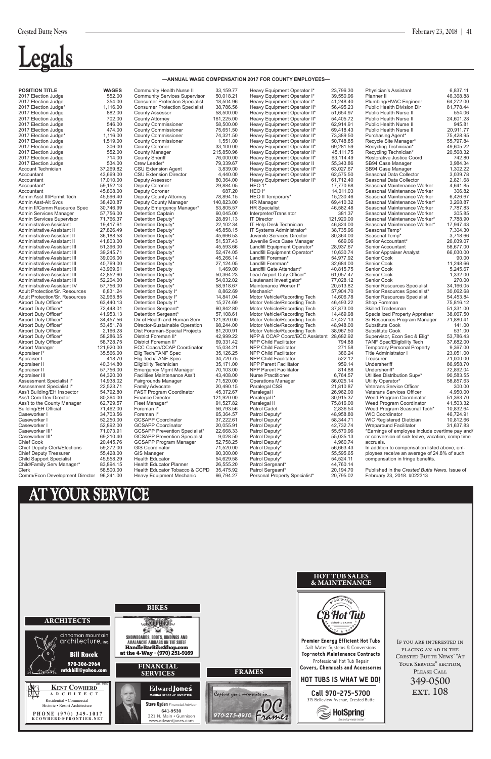# Legals

## —ANNUAL WAGE COMPENSATION 2017 FOR COUNTY EMPLOYEES—

| POSITION TITLE | WAGES |
|---|---|
| 2017 Election Judge | 552.00 |
| 2017 Election Judge | 354.00 |
| 2017 Election Judge* | 1,116.00 |
| 2017 Election Judge | 882.00 |
| 2017 Election Judge | 702.00 |
| 2017 Election Judge | 546.00 |
| 2017 Election Judge | 474.00 |
| 2017 Election Judge* | 1,116.00 |
| 2017 Election Judge | 1,519.00 |
| 2017 Election Judge | 306.00 |
| 2017 Election Judge | 552.00 |
| 2017 Election Judge | 714.00 |
| 2017 Election Judge | 534.00 |
| Account Technician | 37,269.82 |
| Accountant | 43,669.00 |
| Accountant | 17,010.00 |
| Accountant* | 59,152.13 |
| Accountant | 45,808.00 |
| Admin Asst III/Permit Tech | 45,596.40 |
| Admin Asst-Alt Svcs | 38,420.87 |
| Admin II/Comm Resource Spec | 30,746.99 |
| Admin Services Manager | 57,756.00 |
| Admin Services Supervisor | 71,766.37 |
| Administrative Assistant | 19,417.61 |
| Administrative Assistant II | 27,826.49 |
| Administrative Assistant II | 36,188.58 |
| Administrative Assistant II | 41,803.00 |
| Administrative Assistant III | 51,396.00 |
| Administrative Assistant III | 39,245.71 |
| Administrative Assistant III | 39,006.00 |
| Administrative Assistant III | 40,769.00 |
| Administrative Assistant III | 43,969.61 |
| Administrative Assistant III | 42,852.60 |
| Administrative Assistant III | 52,204.00 |
| Administrative Assistant IV | 57,756.00 |
| Adult Protection/Sr. Resources | 6,831.24 |
| Adult Protection/Sr. Resources | 32,965.85 |
| Airport Duty Officer* | 63,440.13 |
| Airport Duty Officer* | 72,448.01 |
| Airport Duty Officer* | 41,953.13 |
| Airport Duty Officer* | 34,457.56 |
| Airport Duty Officer* | 53,451.78 |
| Airport Duty Officer | 2,166.28 |
| Airport Duty Officer* | 58,286.05 |
| Airport Duty Officer* | 58,728.75 |
| Airport Manager | 121,920.00 |
| Appraiser I* | 35,566.00 |
| Appraiser I | 418.70 |
| Appraiser II | 40,314.80 |
| Appraiser II | 57,756.00 |
| Appraiser III | 64,320.00 |
| Assessment Specialist I* | 14,938.02 |
| Assessment Specialist I* | 22,523.71 |
| Ass't Building/EH Inspector | 54,792.80 |
| Ass't Com Dev Director | 80,364.00 |
| Ass't to the County Manager | 62,729.57 |
| Building/EH Official | 71,462.00 |
| Caseworker I | 34,703.56 |
| Caseworker I | 52,250.00 |
| Caseworker I | 52,892.00 |
| Caseworker III* | 71,073.91 |
| Caseworker III* | 69,210.40 |
| Chief Cook | 20,445.76 |
| Chief Deputy Clerk/Elections | 59,272.00 |
| Chief Deputy Treasurer | 55,428.00 |
| Child Support Specialist | 45,558.29 |
| Child/Family Serv Manager* | 83,894.15 |
| Clerk | 58,500.00 |
| Comm/Econ Development Director | 96,241.00 |
| Community Health Nurse II | 33,159.77 |
| Community Services Supervisor | 50,018.21 |
| Consumer Protection Specialist | 18,504.96 |
| Consumer Protection Specialist | 38,786.56 |
| County Assessor | 58,500.00 |
| County Attorney | 161,225.00 |
| County Commissioner | 58,500.00 |
| County Commissioner | 75,651.50 |
| County Commissioner | 74,321.50 |
| County Commissioner | 1,551.00 |
| County Coroner | 33,100.00 |
| County Manager | 215,850.96 |
| County Sheriff | 76,000.00 |
| Crew Leader* | 79,339.67 |
| CSU Extension Agent | 3,839.00 |
| CSU Extension Director | 4,440.00 |
| Deputy Assessor | 80,364.00 |
| Deputy Coroner | 29,884.05 |
| Deputy Coroner | 687.20 |
| Deputy County Attorney | 78,894.15 |
| Deputy County Manager | 140,823.00 |
| Deputy Emergency Manager* | 53,805.57 |
| Detention Captain | 60,045.00 |
| Detention Deputy* | 28,891.13 |
| Detention Deputy* | 22,102.34 |
| Detention Deputy* | 45,858.15 |
| Detention Deputy* | 45,666.53 |
| Detention Deputy* | 51,537.43 |
| Detention Deputy* | 45,593.66 |
| Detention Deputy* | 52,474.05 |
| Detention Deputy* | 45,266.14 |
| Detention Deputy* | 27,124.05 |
| Detention Deputy | 1,469.00 |
| Detention Deputy* | 50,364.23 |
| Detention Deputy* | 54,032.02 |
| Detention Deputy* | 58,918.67 |
| Detention Deputy I* | 8,862.69 |
| Detention Deputy I* | 14,841.04 |
| Detention Deputy I* | 15,274.69 |
| Detention Sergeant* | 60,842.80 |
| Detention Sergeant* | 57,108.61 |
| Dir of Health and Human Serv | 121,920.00 |
| Director-Sustainable Operation | 98,244.00 |
| Dist Foreman-Special Projects | 81,200.91 |
| District Foreman II* | 42,999.22 |
| District Foreman II* | 69,331.42 |
| ECC Coach/CCAP Coordinator | 15,034.21 |
| Elig Tech/TANF Spec | 35,126.25 |
| Elig Tech/TANF Spec | 34,720.75 |
| Eligibility Technician | 35,171.00 |
| Emergency Mgmt Manager | 70,103.00 |
| Facilities Maintenance Ass't | 43,408.00 |
| Fairgrounds Manager | 71,520.00 |
| Family Advocate | 20,490.15 |
| FAST Program Coordinator | 45,372.67 |
| Finance Director | 121,920.00 |
| Fleet Manager* | 91,527.82 |
| Foreman I* | 56,793.56 |
| Foreman I* | 65,364.57 |
| GCSAPP Coordinator | 37,222.61 |
| GCSAPP Coordinator | 20,055.91 |
| GCSAPP Prevention Specialist* | 22,668.33 |
| GCSAPP Prevention Specialist | 9,028.50 |
| GCSAPP Program Manager | 52,758.25 |
| GIS Coordinator | 71,520.00 |
| GIS Manager | 90,300.00 |
| Health Educator | 54,629.58 |
| Health Educator Planner | 26,555.20 |
| Health Educator Tobacco & CCPD | 35,475.92 |
| Heavy Equipment Mechanic | 66,794.27 |
| Heavy Equipment Operator I* | 23,796.30 |
| Heavy Equipment Operator I* | 39,550.96 |
| Heavy Equipment Operator I* | 41,248.40 |
| Heavy Equipment Operator II* | 56,495.23 |
| Heavy Equipment Operator II* | 51,654.97 |
| Heavy Equipment Operator II* | 54,405.72 |
| Heavy Equipment Operator II* | 62,914.91 |
| Heavy Equipment Operator II* | 69,418.43 |
| Heavy Equipment Operator II* | 73,389.50 |
| Heavy Equipment Operator II* | 50,748.85 |
| Heavy Equipment Operator II* | 69,281.59 |
| Heavy Equipment Operator II* | 45,111.75 |
| Heavy Equipment Operator II* | 63,114.49 |
| Heavy Equipment Operator II | 55,343.86 |
| Heavy Equipment Operator II* | 63,027.67 |
| Heavy Equipment Operator II* | 62,575.50 |
| Heavy Equipment Operator II* | 61,712.40 |
| HEO 1* | 17,770.68 |
| HEO I* | 14,011.03 |
| HEO II Temporary* | 15,230.46 |
| HR Manager | 69,410.32 |
| HR Specialist | 46,582.48 |
| Interpreter/Translator | 381.37 |
| IT Director | 121,920.00 |
| IT Help Desk Technician | 46,824.00 |
| IT Systems Administrator* | 38,735.96 |
| Juvenile Services Director | 80,364.00 |
| Juvenile Svcs Case Manager | 669.06 |
| Landfill Equipment Operator* | 28,937.67 |
| Landfill Equipment Operator* | 10,630.74 |
| Landfill Foreman* | 54,977.92 |
| Landfill Foreman* | 32,684.00 |
| Landfill Gate Attendant* | 40,815.75 |
| Lead Airport Duty Officer* | 61,057.47 |
| Lieutenant Investigator* | 77,028.12 |
| Maintenance Worker I* | 20,513.82 |
| Mechanic* | 57,904.70 |
| Motor Vehicle/Recording Tech | 14,606.78 |
| Motor Vehicle/Recording Tech | 46,493.22 |
| Motor Vehicle/Recording Tech | 37,873.00 |
| Motor Vehicle/Recording Tech | 14,469.98 |
| Motor Vehicle/Recording Tech | 47,427.13 |
| Motor Vehicle/Recording Tech | 48,948.00 |
| Motor Vehicle/Recording Tech | 38,967.50 |
| NPP & CCAP Coord/ECC Assistant | 28,682.92 |
| NPP Child Facilitator | 794.88 |
| NPP Child Facilitator | 271.58 |
| NPP Child Facilitator | 386.24 |
| NPP Child Facilitator | 522.12 |
| NPP Parent Facilitator | 959.14 |
| NPP Parent Facilitator | 814.88 |
| Nurse Practitioner | 6,764.57 |
| Operations Manager | 86,025.14 |
| Paralegal CSS | 21,810.87 |
| Paralegal I | 26,962.00 |
| Paralegal I* | 30,915.37 |
| Paralegal II | 75,816.00 |
| Patrol Cadet | 2,836.54 |
| Patrol Deputy* | 48,958.80 |
| Patrol Deputy* | 58,344.71 |
| Patrol Deputy* | 42,732.74 |
| Patrol Deputy* | 55,570.96 |
| Patrol Deputy* | 55,035.13 |
| Patrol Deputy* | 4,960.74 |
| Patrol Deputy* | 56,663.43 |
| Patrol Deputy* | 55,595.65 |
| Patrol Deputy* | 54,524.11 |
| Patrol Sergeant* | 44,760.14 |
| Patrol Sergeant* | 20,194.70 |
| Personal Property Specialist* | 20,795.02 |
| Physician's Assistant | 6,837.11 |
| Planner II | 46,368.88 |
| Plumbing/HVAC Engineer | 64,272.00 |
| Public Health Division Dir | 81,778.44 |
| Public Health Nurse II | 554.06 |
| Public Health Nurse II | 24,601.28 |
| Public Health Nurse II | 945.81 |
| Public Health Nurse II | 20,911.77 |
| Purchasing Agent* | 75,428.95 |
| Recycle Site Manager* | 55,797.84 |
| Recycling Technician* | 49,605.22 |
| Recycling Technician* | 20,568.32 |
| Restorative Justice Coord | 742.80 |
| SB94 Case Manager | 3,984.34 |
| SB94 Case Manager | 1,302.22 |
| Seasonal Data Collector | 3,039.78 |
| Seasonal Data Collector | 2,821.68 |
| Seasonal Maintenance Worker | 4,641.85 |
| Seasonal Maintenance Worker | 306.82 |
| Seasonal Maintenance Worker* | 3,268.87 |
| Seasonal Maintenance Worker | 7,787.83 |
| Seasonal Maintenance Worker | 305.85 |
| Seasonal Maintenance Worker* | 7,788.90 |
| Seasonal Maintenance Worker* | 17,947.43 |
| Seasonal Temp* | 7,304.30 |
| Seasonal Temp* | 3,718.66 |
| Senior Accountant* | 26,039.07 |
| Senior Accountant | 58,677.00 |
| Senior Appraiser Analyst | 66,030.00 |
| Senior Cook | 90.00 |
| Senior Cook | 11,248.66 |
| Senior Cook | 5,245.67 |
| Senior Cook | 1,332.00 |
| Senior Cook | 270.00 |
| Senior Resources Specialist | 34,166.05 |
| Senior Resources Specialist* | 30,062.68 |
| Senior Resources Specialist | 54,453.84 |
| Shop Foreman | 75,816.12 |
| Skilled Tradesman | 51,331.00 |
| Specialized Property Appraiser | 38,067.50 |
| Sr Resources Program Manager | 71,880.41 |
| Substitute Cook | 141.00 |
| Substitute Cook | 531.00 |
| Supervisor, Econ Sec & Elig* | 53,786.43 |
| TANF Spec/Eligibility Tech | 37,682.00 |
| Temporary Personal Property | 9,367.00 |
| Title Administrator I | 23,051.00 |
| Treasurer | 71,000.00 |
| Undersheriff | 86,958.70 |
| Undersheriff* | 72,892.04 |
| Utilities Distribution Supv* | 90,583.55 |
| Utility Operator* | 58,857.63 |
| Veterans Service Officer | 300.00 |
| Veterans Services Officer | 4,950.00 |
| Weed Program Coordinator | 51,363.70 |
| Weed Program Coordinator | 41,503.32 |
| Weed Program Seasonal Tech* | 10,832.64 |
| WIC Coordinator | 46,724.91 |
| WIC Registered Dietician | 10,812.66 |
| Wraparound Facilitator | 31,637.83 |

*Earnings of employee include overtime pay and/or conversion of sick leave, vacation, comp time accruals.

In addition to compensation listed above, employees receive an average of 24.8% of such compensation in fringe benefits.

Published in the *Crested Butte News*. Issue of February 23, 2018. #022313

# AT YOUR SERVICE

### ARCHITECTS

cinnamon mountain architecture, inc
**Bill Racek**
970-306-2964
mtdbill@yahoo.com

**KENT COWHERD** est. 1992
ARCHITECT
Residential • Commercial
Historic • Resort Architecture
PHONE (970) 349-1017
KCOWHERD@FRONTIER.NET

### BIKES

SNOWBOARDS, BOOTS, BINDINGS AND AVALANCHE AIRBAGS ON THE SHELF
HandleBarBikeShop.com
at the 4-Way · (970) 251-9169

### FINANCIAL SERVICES

Edward Jones
MAKING SENSE OF INVESTING
**Steve Ogden** Financial Advisor
641-9530
321 N. Main • Gunnison
www.edwardjones.com

### FRAMES

Capture your memories in...
970-275-8910 OC Frames

### HOT TUB SALES & MAINTENANCE

970-275-5700
CB Hot Tub
cbhottub.com
SERVICE & SUPPLY

**Premier Energy Efficient Hot Tubs**
Salt Water Systems & Conversions
**Top-notch Maintenance Contracts**
Professional Hot Tub Repair
**Covers, Chemicals and Accessories**

**HOT TUBS IS WHAT WE DO!**

**Call 970-275-5700**
315 Belleview Avenue, Crested Butte

HotSpring
Every day made better

If you are interested in placing an ad in the Crested Butte News' "At Your Service" section, Please Call
349-0500
ext. 108